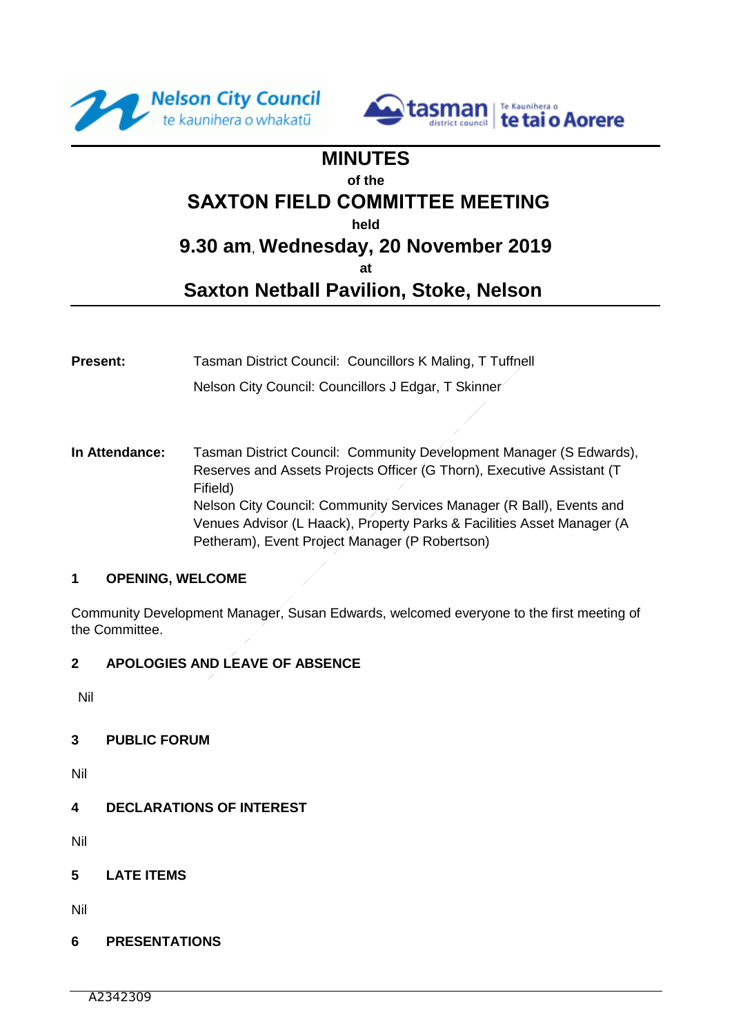Nelson City Council
te kaunihera o whakatū

tasman district council | Te Kaunihera o te tai o Aorere

# MINUTES

of the

# SAXTON FIELD COMMITTEE MEETING

held

## 9.30 am, Wednesday, 20 November 2019

at

## Saxton Netball Pavilion, Stoke, Nelson

**Present:** Tasman District Council: Councillors K Maling, T Tuffnell

Nelson City Council: Councillors J Edgar, T Skinner

**In Attendance:** Tasman District Council: Community Development Manager (S Edwards), Reserves and Assets Projects Officer (G Thorn), Executive Assistant (T Fifield)
Nelson City Council: Community Services Manager (R Ball), Events and Venues Advisor (L Haack), Property Parks & Facilities Asset Manager (A Petheram), Event Project Manager (P Robertson)

### 1 OPENING, WELCOME

Community Development Manager, Susan Edwards, welcomed everyone to the first meeting of the Committee.

### 2 APOLOGIES AND LEAVE OF ABSENCE

Nil

### 3 PUBLIC FORUM

Nil

### 4 DECLARATIONS OF INTEREST

Nil

### 5 LATE ITEMS

Nil

### 6 PRESENTATIONS

A2342309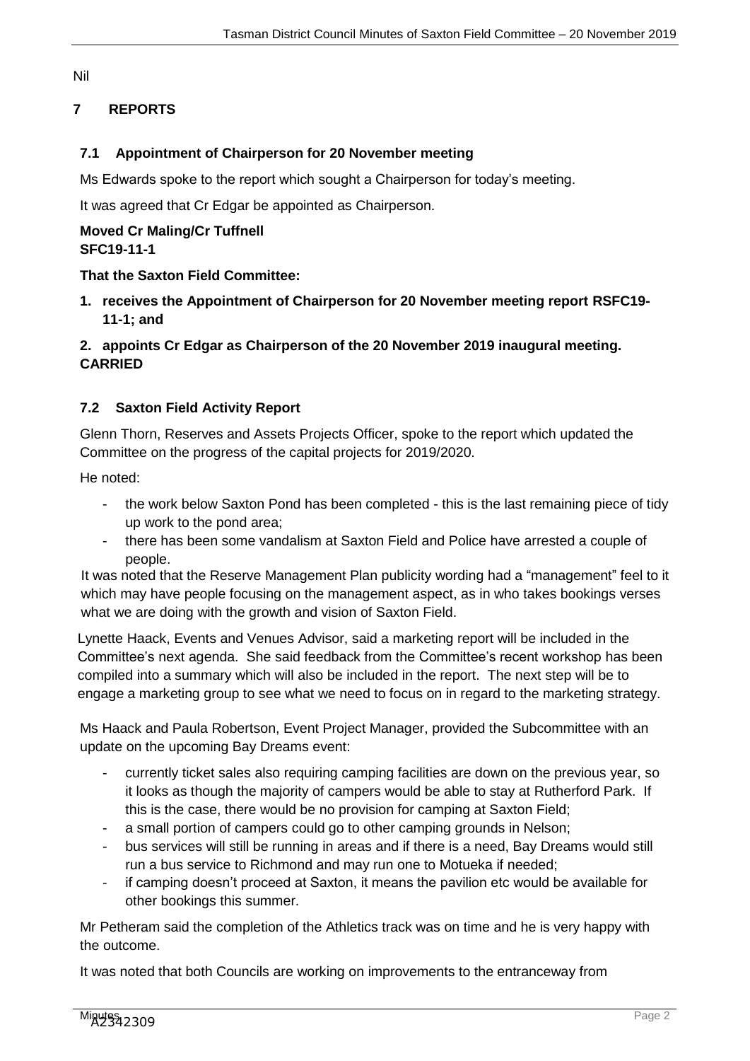Nil

## 7 REPORTS

### 7.1 Appointment of Chairperson for 20 November meeting

Ms Edwards spoke to the report which sought a Chairperson for today's meeting.

It was agreed that Cr Edgar be appointed as Chairperson.

**Moved Cr Maling/Cr Tuffnell**
**SFC19-11-1**

**That the Saxton Field Committee:**

1. **receives the Appointment of Chairperson for 20 November meeting report RSFC19-11-1; and**

2. **appoints Cr Edgar as Chairperson of the 20 November 2019 inaugural meeting.**

**CARRIED**

### 7.2 Saxton Field Activity Report

Glenn Thorn, Reserves and Assets Projects Officer, spoke to the report which updated the Committee on the progress of the capital projects for 2019/2020.

He noted:

- the work below Saxton Pond has been completed - this is the last remaining piece of tidy up work to the pond area;
- there has been some vandalism at Saxton Field and Police have arrested a couple of people.

It was noted that the Reserve Management Plan publicity wording had a "management" feel to it which may have people focusing on the management aspect, as in who takes bookings verses what we are doing with the growth and vision of Saxton Field.

Lynette Haack, Events and Venues Advisor, said a marketing report will be included in the Committee's next agenda. She said feedback from the Committee's recent workshop has been compiled into a summary which will also be included in the report. The next step will be to engage a marketing group to see what we need to focus on in regard to the marketing strategy.

Ms Haack and Paula Robertson, Event Project Manager, provided the Subcommittee with an update on the upcoming Bay Dreams event:

- currently ticket sales also requiring camping facilities are down on the previous year, so it looks as though the majority of campers would be able to stay at Rutherford Park. If this is the case, there would be no provision for camping at Saxton Field;
- a small portion of campers could go to other camping grounds in Nelson;
- bus services will still be running in areas and if there is a need, Bay Dreams would still run a bus service to Richmond and may run one to Motueka if needed;
- if camping doesn't proceed at Saxton, it means the pavilion etc would be available for other bookings this summer.

Mr Petheram said the completion of the Athletics track was on time and he is very happy with the outcome.

It was noted that both Councils are working on improvements to the entranceway from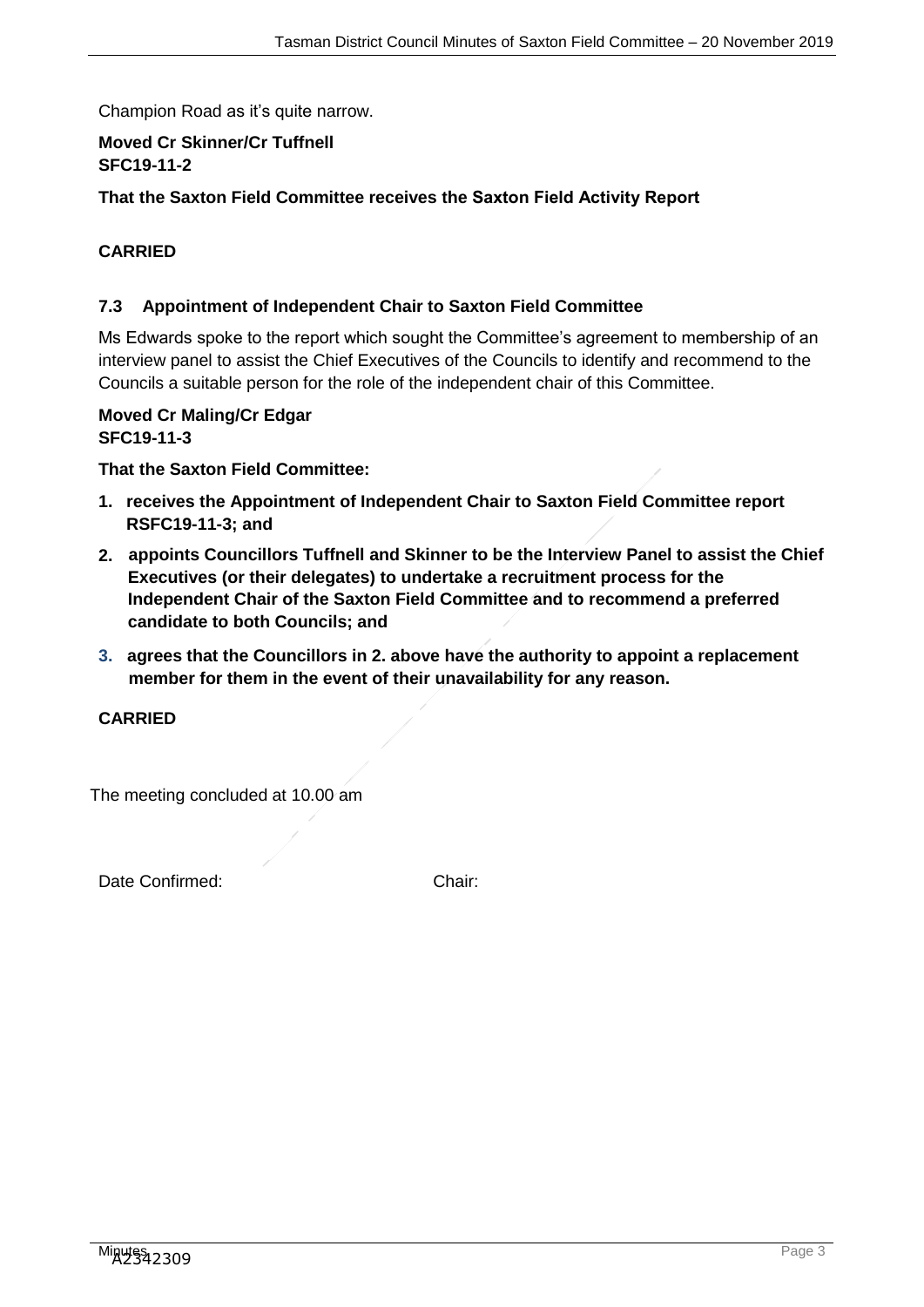Champion Road as it's quite narrow.

**Moved Cr Skinner/Cr Tuffnell**
**SFC19-11-2**

**That the Saxton Field Committee receives the Saxton Field Activity Report**

**CARRIED**

### 7.3 Appointment of Independent Chair to Saxton Field Committee

Ms Edwards spoke to the report which sought the Committee's agreement to membership of an interview panel to assist the Chief Executives of the Councils to identify and recommend to the Councils a suitable person for the role of the independent chair of this Committee.

**Moved Cr Maling/Cr Edgar**
**SFC19-11-3**

**That the Saxton Field Committee:**

1. **receives the Appointment of Independent Chair to Saxton Field Committee report RSFC19-11-3; and**
2. **appoints Councillors Tuffnell and Skinner to be the Interview Panel to assist the Chief Executives (or their delegates) to undertake a recruitment process for the Independent Chair of the Saxton Field Committee and to recommend a preferred candidate to both Councils; and**
3. **agrees that the Councillors in 2. above have the authority to appoint a replacement member for them in the event of their unavailability for any reason.**

**CARRIED**

The meeting concluded at 10.00 am

Date Confirmed: Chair: